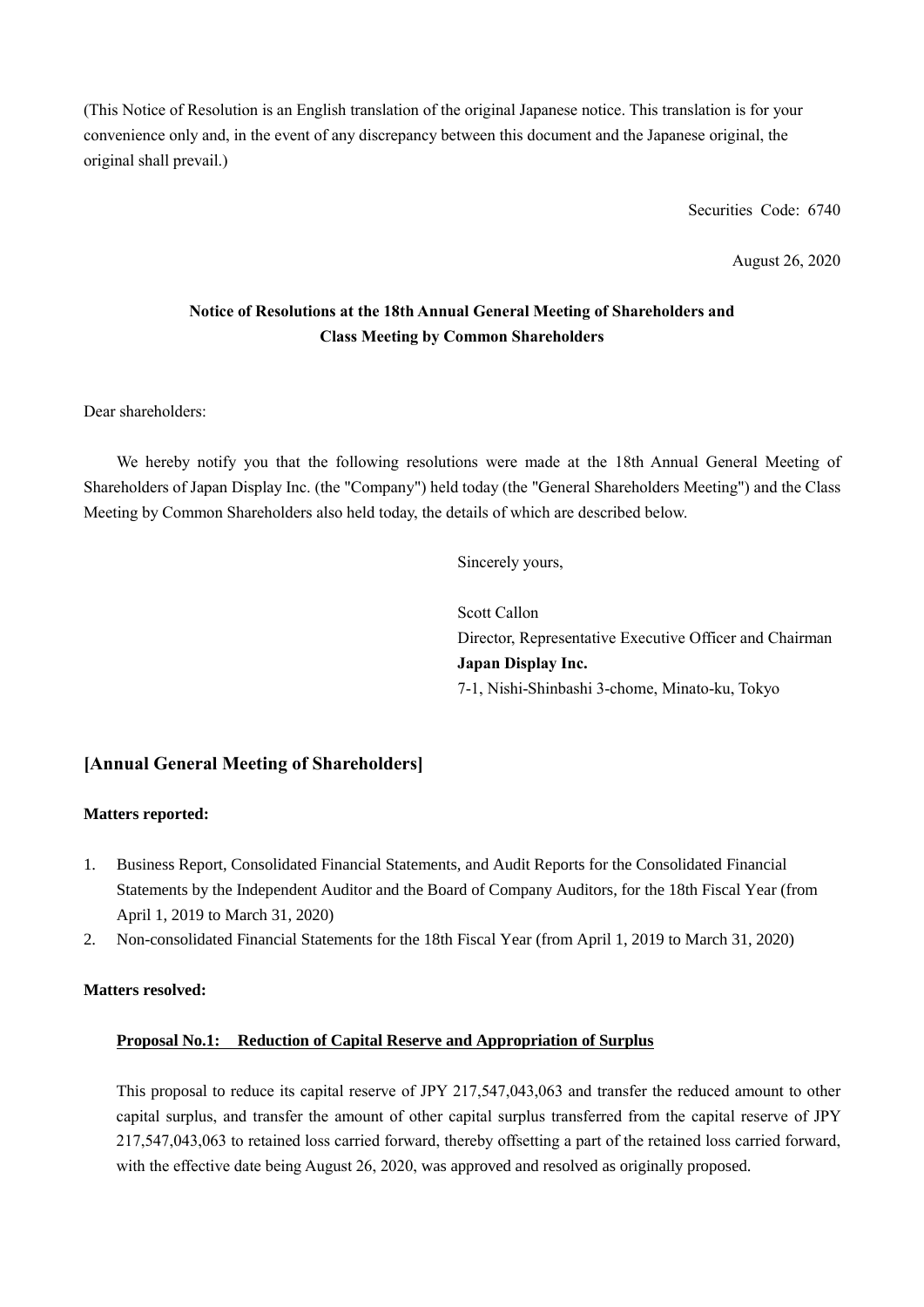(This Notice of Resolution is an English translation of the original Japanese notice. This translation is for your convenience only and, in the event of any discrepancy between this document and the Japanese original, the original shall prevail.)

Securities Code: 6740

August 26, 2020

**Notice of Resolutions at the 18th Annual General Meeting of Shareholders and Class Meeting by Common Shareholders**

Dear shareholders:

We hereby notify you that the following resolutions were made at the 18th Annual General Meeting of Shareholders of Japan Display Inc. (the "Company") held today (the "General Shareholders Meeting") and the Class Meeting by Common Shareholders also held today, the details of which are described below.

Sincerely yours,

Scott Callon
Director, Representative Executive Officer and Chairman
**Japan Display Inc.**
7-1, Nishi-Shinbashi 3-chome, Minato-ku, Tokyo

## [Annual General Meeting of Shareholders]

**Matters reported:**

1. Business Report, Consolidated Financial Statements, and Audit Reports for the Consolidated Financial Statements by the Independent Auditor and the Board of Company Auditors, for the 18th Fiscal Year (from April 1, 2019 to March 31, 2020)
2. Non-consolidated Financial Statements for the 18th Fiscal Year (from April 1, 2019 to March 31, 2020)

**Matters resolved:**

**Proposal No.1: Reduction of Capital Reserve and Appropriation of Surplus**

This proposal to reduce its capital reserve of JPY 217,547,043,063 and transfer the reduced amount to other capital surplus, and transfer the amount of other capital surplus transferred from the capital reserve of JPY 217,547,043,063 to retained loss carried forward, thereby offsetting a part of the retained loss carried forward, with the effective date being August 26, 2020, was approved and resolved as originally proposed.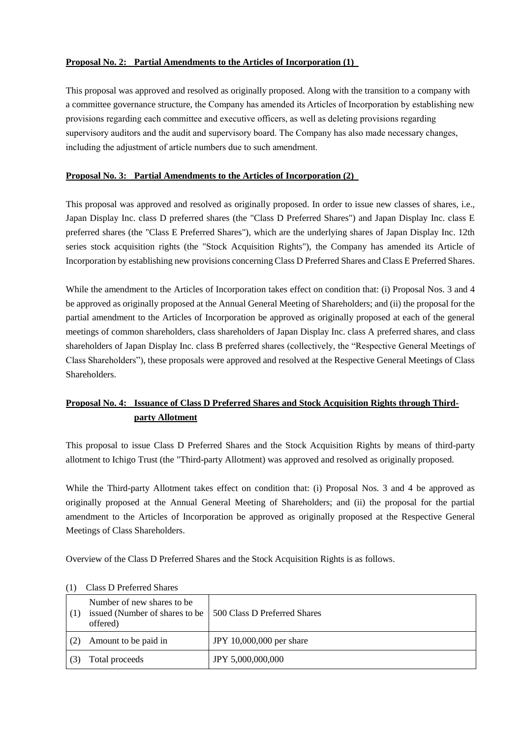**Proposal No. 2: Partial Amendments to the Articles of Incorporation (1)**

This proposal was approved and resolved as originally proposed. Along with the transition to a company with a committee governance structure, the Company has amended its Articles of Incorporation by establishing new provisions regarding each committee and executive officers, as well as deleting provisions regarding supervisory auditors and the audit and supervisory board. The Company has also made necessary changes, including the adjustment of article numbers due to such amendment.

**Proposal No. 3: Partial Amendments to the Articles of Incorporation (2)**

This proposal was approved and resolved as originally proposed. In order to issue new classes of shares, i.e., Japan Display Inc. class D preferred shares (the "Class D Preferred Shares") and Japan Display Inc. class E preferred shares (the "Class E Preferred Shares"), which are the underlying shares of Japan Display Inc. 12th series stock acquisition rights (the "Stock Acquisition Rights"), the Company has amended its Article of Incorporation by establishing new provisions concerning Class D Preferred Shares and Class E Preferred Shares.

While the amendment to the Articles of Incorporation takes effect on condition that: (i) Proposal Nos. 3 and 4 be approved as originally proposed at the Annual General Meeting of Shareholders; and (ii) the proposal for the partial amendment to the Articles of Incorporation be approved as originally proposed at each of the general meetings of common shareholders, class shareholders of Japan Display Inc. class A preferred shares, and class shareholders of Japan Display Inc. class B preferred shares (collectively, the "Respective General Meetings of Class Shareholders"), these proposals were approved and resolved at the Respective General Meetings of Class Shareholders.

**Proposal No. 4: Issuance of Class D Preferred Shares and Stock Acquisition Rights through Third-party Allotment**

This proposal to issue Class D Preferred Shares and the Stock Acquisition Rights by means of third-party allotment to Ichigo Trust (the "Third-party Allotment) was approved and resolved as originally proposed.

While the Third-party Allotment takes effect on condition that: (i) Proposal Nos. 3 and 4 be approved as originally proposed at the Annual General Meeting of Shareholders; and (ii) the proposal for the partial amendment to the Articles of Incorporation be approved as originally proposed at the Respective General Meetings of Class Shareholders.

Overview of the Class D Preferred Shares and the Stock Acquisition Rights is as follows.

(1) Class D Preferred Shares

| | | |
|---|---|---|
| (1) | Number of new shares to be issued (Number of shares to be offered) | 500 Class D Preferred Shares |
| (2) | Amount to be paid in | JPY 10,000,000 per share |
| (3) | Total proceeds | JPY 5,000,000,000 |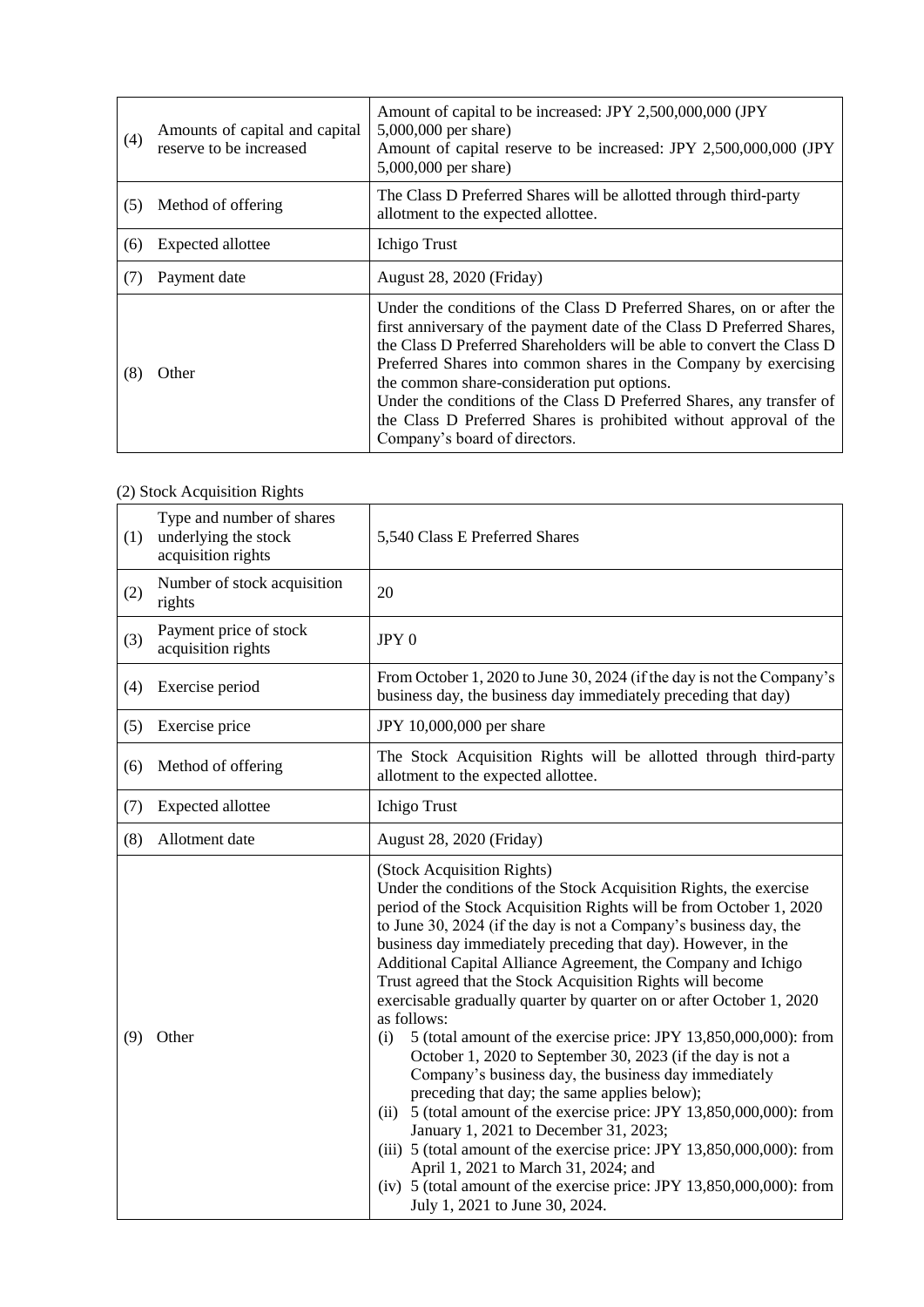| | | |
|---|---|---|
| (4) | Amounts of capital and capital reserve to be increased | Amount of capital to be increased: JPY 2,500,000,000 (JPY 5,000,000 per share)<br>Amount of capital reserve to be increased: JPY 2,500,000,000 (JPY 5,000,000 per share) |
| (5) | Method of offering | The Class D Preferred Shares will be allotted through third-party allotment to the expected allottee. |
| (6) | Expected allottee | Ichigo Trust |
| (7) | Payment date | August 28, 2020 (Friday) |
| (8) | Other | Under the conditions of the Class D Preferred Shares, on or after the first anniversary of the payment date of the Class D Preferred Shares, the Class D Preferred Shareholders will be able to convert the Class D Preferred Shares into common shares in the Company by exercising the common share-consideration put options.<br>Under the conditions of the Class D Preferred Shares, any transfer of the Class D Preferred Shares is prohibited without approval of the Company's board of directors. |

(2) Stock Acquisition Rights

| | | |
|---|---|---|
| (1) | Type and number of shares underlying the stock acquisition rights | 5,540 Class E Preferred Shares |
| (2) | Number of stock acquisition rights | 20 |
| (3) | Payment price of stock acquisition rights | JPY 0 |
| (4) | Exercise period | From October 1, 2020 to June 30, 2024 (if the day is not the Company's business day, the business day immediately preceding that day) |
| (5) | Exercise price | JPY 10,000,000 per share |
| (6) | Method of offering | The Stock Acquisition Rights will be allotted through third-party allotment to the expected allottee. |
| (7) | Expected allottee | Ichigo Trust |
| (8) | Allotment date | August 28, 2020 (Friday) |
| (9) | Other | (Stock Acquisition Rights)<br>Under the conditions of the Stock Acquisition Rights, the exercise period of the Stock Acquisition Rights will be from October 1, 2020 to June 30, 2024 (if the day is not a Company's business day, the business day immediately preceding that day). However, in the Additional Capital Alliance Agreement, the Company and Ichigo Trust agreed that the Stock Acquisition Rights will become exercisable gradually quarter by quarter on or after October 1, 2020 as follows:<br>(i) 5 (total amount of the exercise price: JPY 13,850,000,000): from October 1, 2020 to September 30, 2023 (if the day is not a Company's business day, the business day immediately preceding that day; the same applies below);<br>(ii) 5 (total amount of the exercise price: JPY 13,850,000,000): from January 1, 2021 to December 31, 2023;<br>(iii) 5 (total amount of the exercise price: JPY 13,850,000,000): from April 1, 2021 to March 31, 2024; and<br>(iv) 5 (total amount of the exercise price: JPY 13,850,000,000): from July 1, 2021 to June 30, 2024. |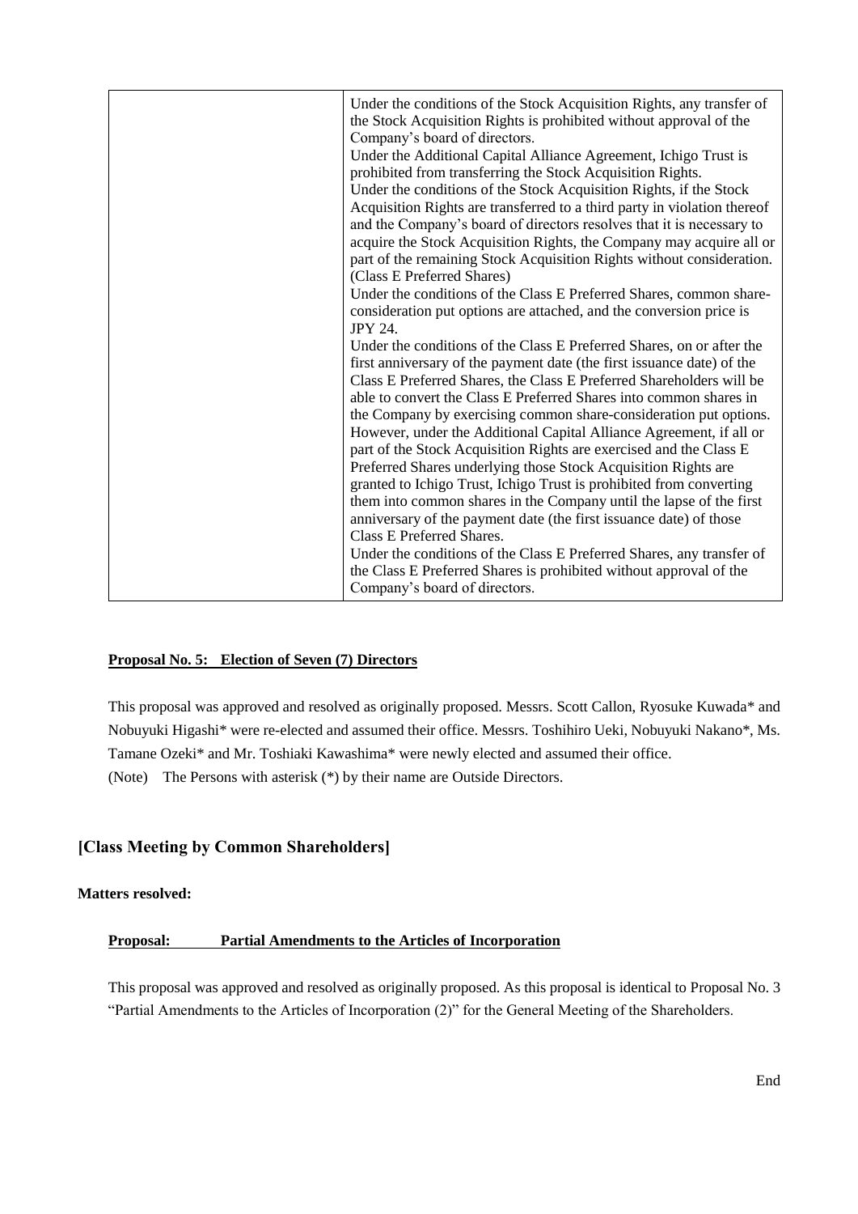| | Under the conditions of the Stock Acquisition Rights, any transfer of the Stock Acquisition Rights is prohibited without approval of the Company's board of directors.<br>Under the Additional Capital Alliance Agreement, Ichigo Trust is prohibited from transferring the Stock Acquisition Rights.<br>Under the conditions of the Stock Acquisition Rights, if the Stock Acquisition Rights are transferred to a third party in violation thereof and the Company's board of directors resolves that it is necessary to acquire the Stock Acquisition Rights, the Company may acquire all or part of the remaining Stock Acquisition Rights without consideration.<br>(Class E Preferred Shares)<br>Under the conditions of the Class E Preferred Shares, common share-consideration put options are attached, and the conversion price is JPY 24.<br>Under the conditions of the Class E Preferred Shares, on or after the first anniversary of the payment date (the first issuance date) of the Class E Preferred Shares, the Class E Preferred Shareholders will be able to convert the Class E Preferred Shares into common shares in the Company by exercising common share-consideration put options. However, under the Additional Capital Alliance Agreement, if all or part of the Stock Acquisition Rights are exercised and the Class E Preferred Shares underlying those Stock Acquisition Rights are granted to Ichigo Trust, Ichigo Trust is prohibited from converting them into common shares in the Company until the lapse of the first anniversary of the payment date (the first issuance date) of those Class E Preferred Shares.<br>Under the conditions of the Class E Preferred Shares, any transfer of the Class E Preferred Shares is prohibited without approval of the Company's board of directors. |
|---|---|

**Proposal No. 5: Election of Seven (7) Directors**

This proposal was approved and resolved as originally proposed. Messrs. Scott Callon, Ryosuke Kuwada* and Nobuyuki Higashi* were re-elected and assumed their office. Messrs. Toshihiro Ueki, Nobuyuki Nakano*, Ms. Tamane Ozeki* and Mr. Toshiaki Kawashima* were newly elected and assumed their office.

(Note) The Persons with asterisk (*) by their name are Outside Directors.

## [Class Meeting by Common Shareholders]

**Matters resolved:**

**Proposal: Partial Amendments to the Articles of Incorporation**

This proposal was approved and resolved as originally proposed. As this proposal is identical to Proposal No. 3 "Partial Amendments to the Articles of Incorporation (2)" for the General Meeting of the Shareholders.

End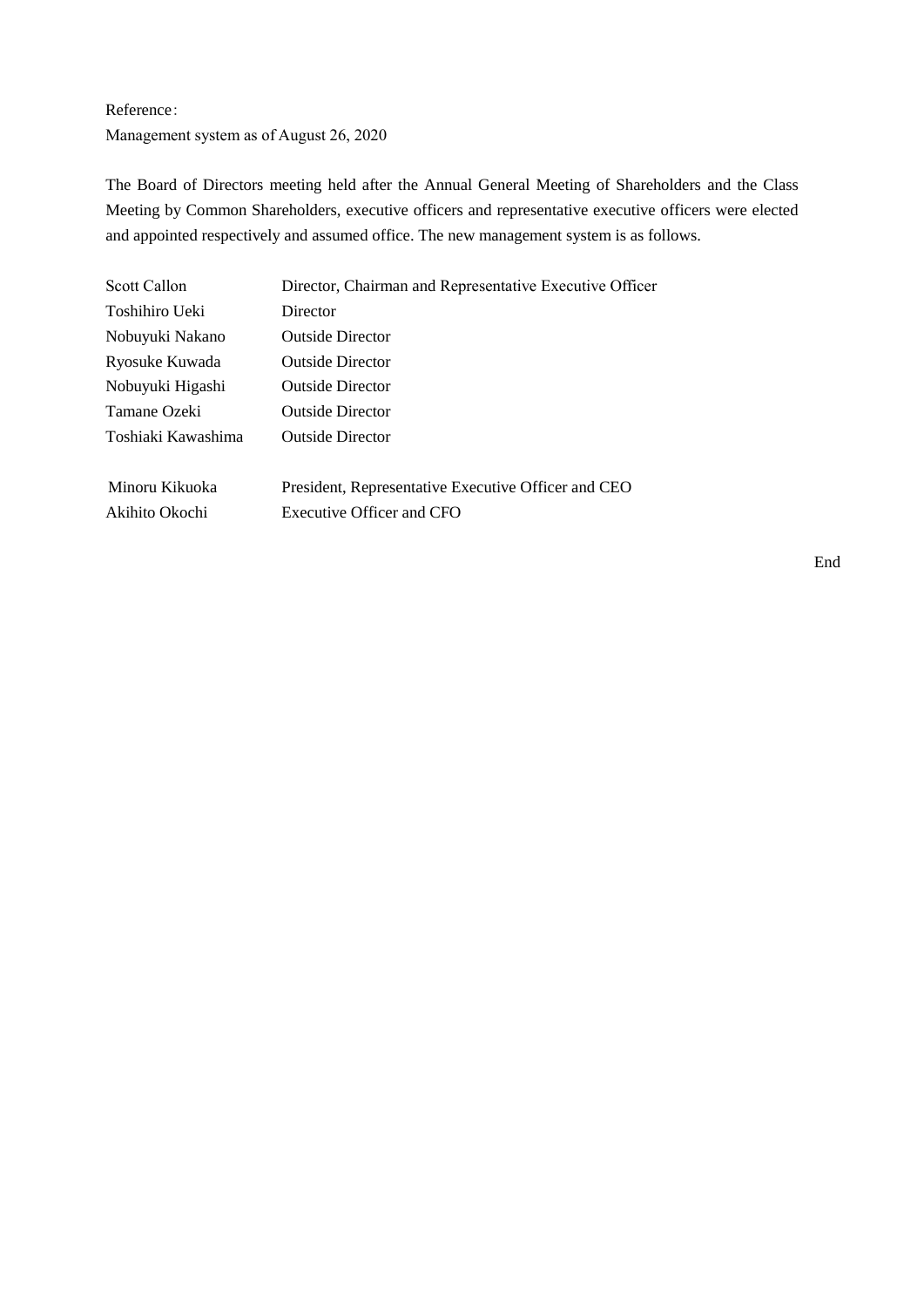Reference：

Management system as of August 26, 2020

The Board of Directors meeting held after the Annual General Meeting of Shareholders and the Class Meeting by Common Shareholders, executive officers and representative executive officers were elected and appointed respectively and assumed office. The new management system is as follows.

| | |
|---|---|
| Scott Callon | Director, Chairman and Representative Executive Officer |
| Toshihiro Ueki | Director |
| Nobuyuki Nakano | Outside Director |
| Ryosuke Kuwada | Outside Director |
| Nobuyuki Higashi | Outside Director |
| Tamane Ozeki | Outside Director |
| Toshiaki Kawashima | Outside Director |
| Minoru Kikuoka | President, Representative Executive Officer and CEO |
| Akihito Okochi | Executive Officer and CFO |

End